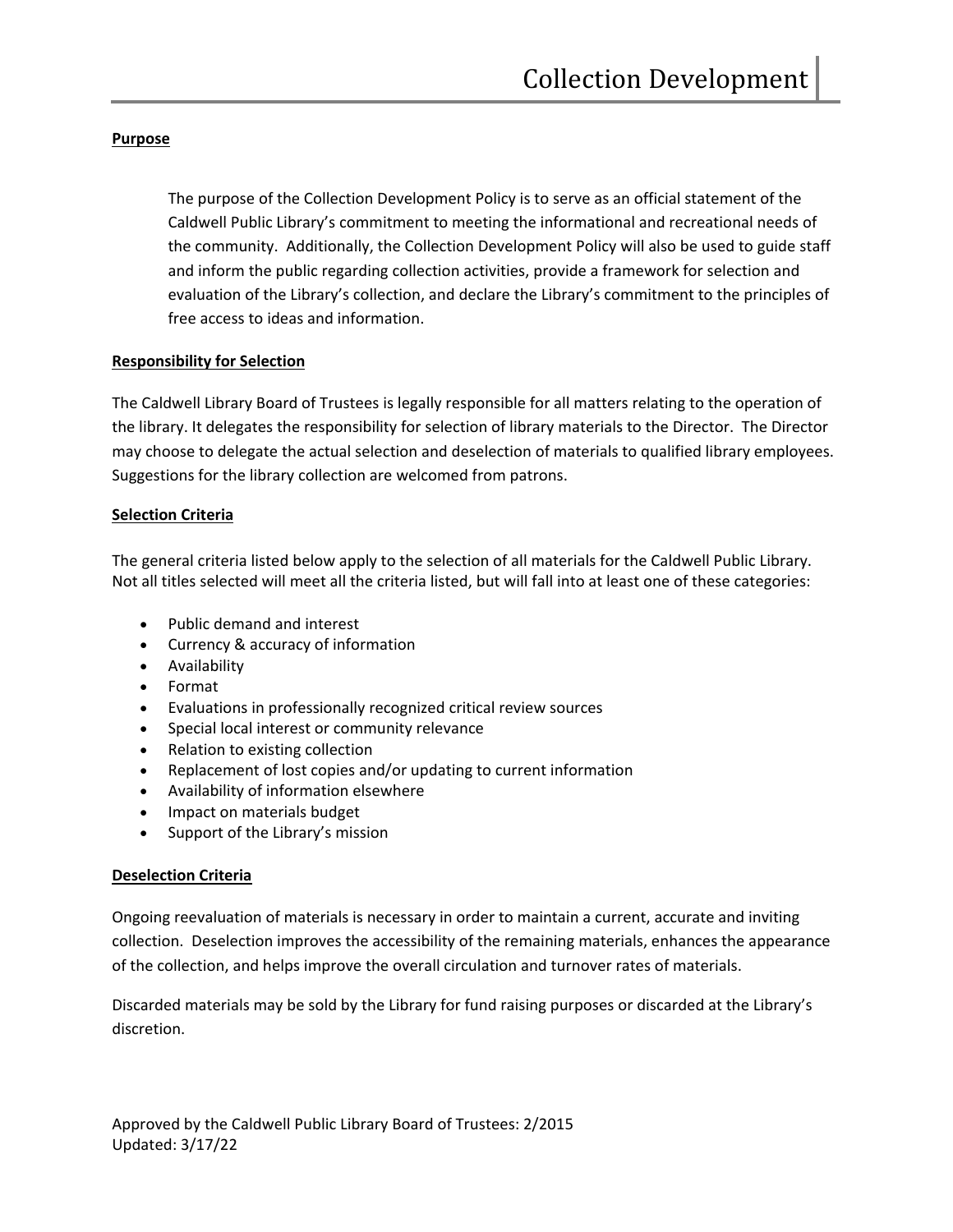# Collection Development

**Purpose**

The purpose of the Collection Development Policy is to serve as an official statement of the Caldwell Public Library's commitment to meeting the informational and recreational needs of the community. Additionally, the Collection Development Policy will also be used to guide staff and inform the public regarding collection activities, provide a framework for selection and evaluation of the Library's collection, and declare the Library's commitment to the principles of free access to ideas and information.

**Responsibility for Selection**

The Caldwell Library Board of Trustees is legally responsible for all matters relating to the operation of the library. It delegates the responsibility for selection of library materials to the Director. The Director may choose to delegate the actual selection and deselection of materials to qualified library employees. Suggestions for the library collection are welcomed from patrons.

**Selection Criteria**

The general criteria listed below apply to the selection of all materials for the Caldwell Public Library. Not all titles selected will meet all the criteria listed, but will fall into at least one of these categories:

- Public demand and interest
- Currency & accuracy of information
- Availability
- Format
- Evaluations in professionally recognized critical review sources
- Special local interest or community relevance
- Relation to existing collection
- Replacement of lost copies and/or updating to current information
- Availability of information elsewhere
- Impact on materials budget
- Support of the Library's mission

**Deselection Criteria**

Ongoing reevaluation of materials is necessary in order to maintain a current, accurate and inviting collection. Deselection improves the accessibility of the remaining materials, enhances the appearance of the collection, and helps improve the overall circulation and turnover rates of materials.

Discarded materials may be sold by the Library for fund raising purposes or discarded at the Library's discretion.

Approved by the Caldwell Public Library Board of Trustees: 2/2015
Updated: 3/17/22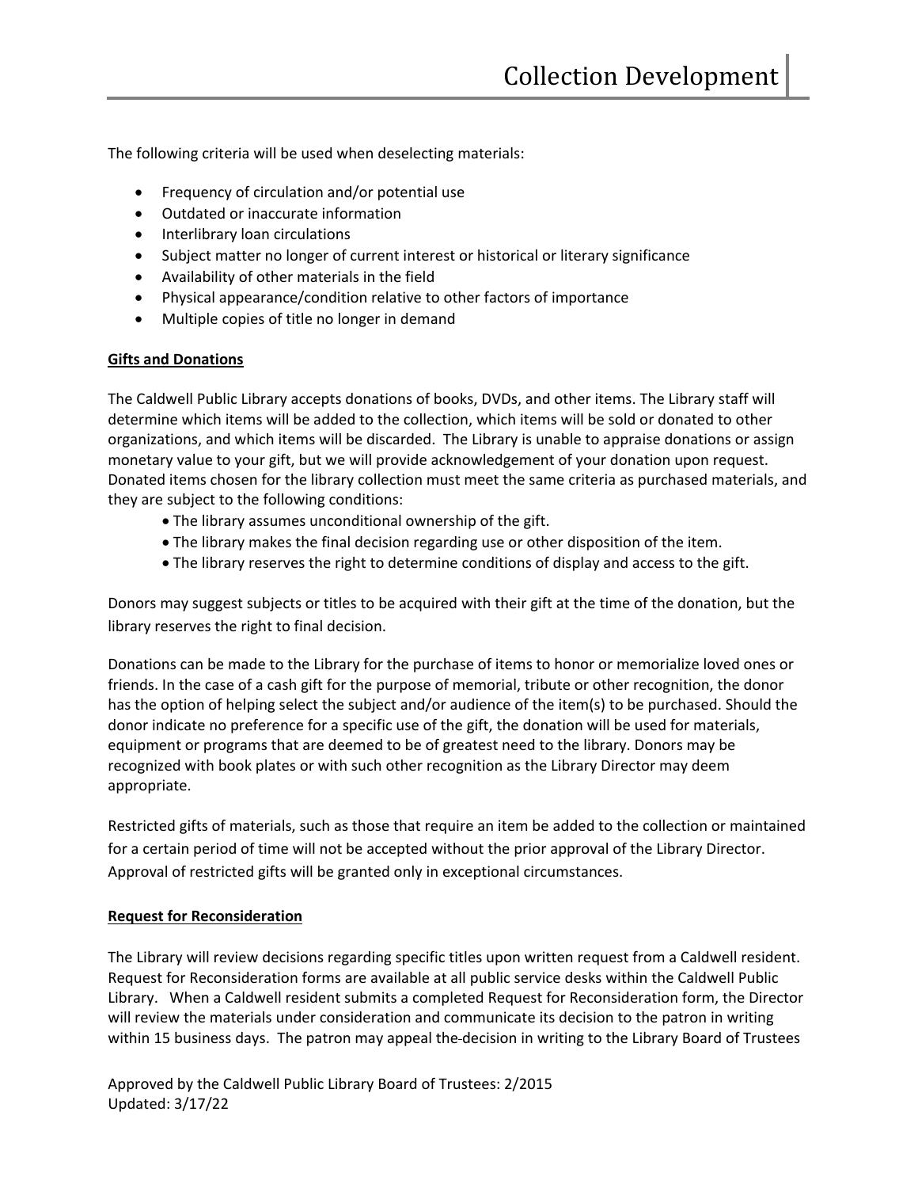The following criteria will be used when deselecting materials:

- Frequency of circulation and/or potential use
- Outdated or inaccurate information
- Interlibrary loan circulations
- Subject matter no longer of current interest or historical or literary significance
- Availability of other materials in the field
- Physical appearance/condition relative to other factors of importance
- Multiple copies of title no longer in demand

**Gifts and Donations**

The Caldwell Public Library accepts donations of books, DVDs, and other items. The Library staff will determine which items will be added to the collection, which items will be sold or donated to other organizations, and which items will be discarded. The Library is unable to appraise donations or assign monetary value to your gift, but we will provide acknowledgement of your donation upon request. Donated items chosen for the library collection must meet the same criteria as purchased materials, and they are subject to the following conditions:

- The library assumes unconditional ownership of the gift.
- The library makes the final decision regarding use or other disposition of the item.
- The library reserves the right to determine conditions of display and access to the gift.

Donors may suggest subjects or titles to be acquired with their gift at the time of the donation, but the library reserves the right to final decision.

Donations can be made to the Library for the purchase of items to honor or memorialize loved ones or friends. In the case of a cash gift for the purpose of memorial, tribute or other recognition, the donor has the option of helping select the subject and/or audience of the item(s) to be purchased. Should the donor indicate no preference for a specific use of the gift, the donation will be used for materials, equipment or programs that are deemed to be of greatest need to the library. Donors may be recognized with book plates or with such other recognition as the Library Director may deem appropriate.

Restricted gifts of materials, such as those that require an item be added to the collection or maintained for a certain period of time will not be accepted without the prior approval of the Library Director. Approval of restricted gifts will be granted only in exceptional circumstances.

**Request for Reconsideration**

The Library will review decisions regarding specific titles upon written request from a Caldwell resident. Request for Reconsideration forms are available at all public service desks within the Caldwell Public Library. When a Caldwell resident submits a completed Request for Reconsideration form, the Director will review the materials under consideration and communicate its decision to the patron in writing within 15 business days. The patron may appeal the decision in writing to the Library Board of Trustees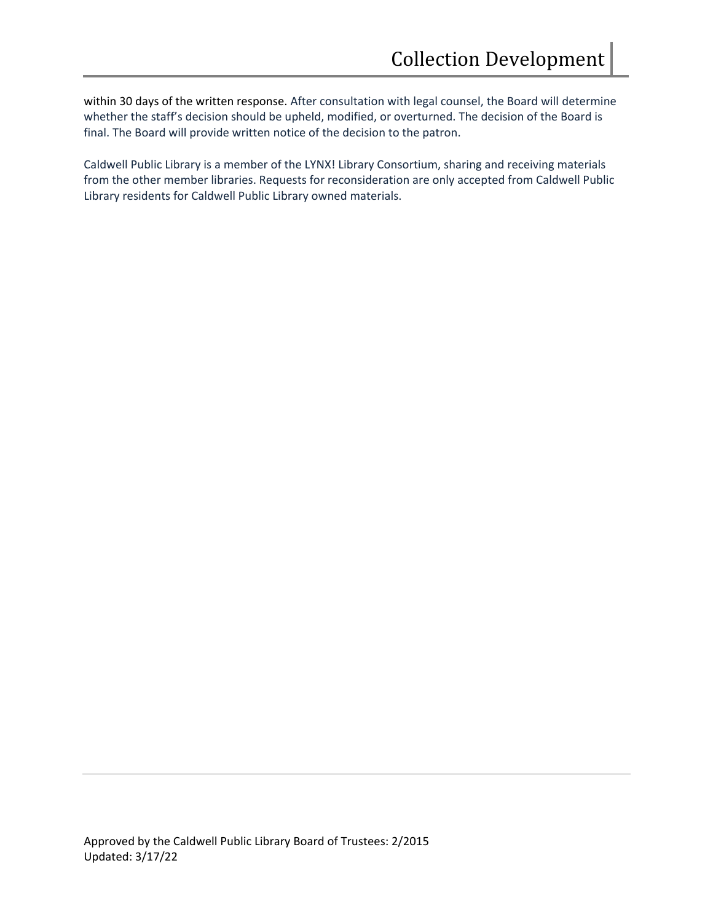within 30 days of the written response. After consultation with legal counsel, the Board will determine whether the staff's decision should be upheld, modified, or overturned. The decision of the Board is final. The Board will provide written notice of the decision to the patron.

Caldwell Public Library is a member of the LYNX! Library Consortium, sharing and receiving materials from the other member libraries. Requests for reconsideration are only accepted from Caldwell Public Library residents for Caldwell Public Library owned materials.

Approved by the Caldwell Public Library Board of Trustees: 2/2015
Updated: 3/17/22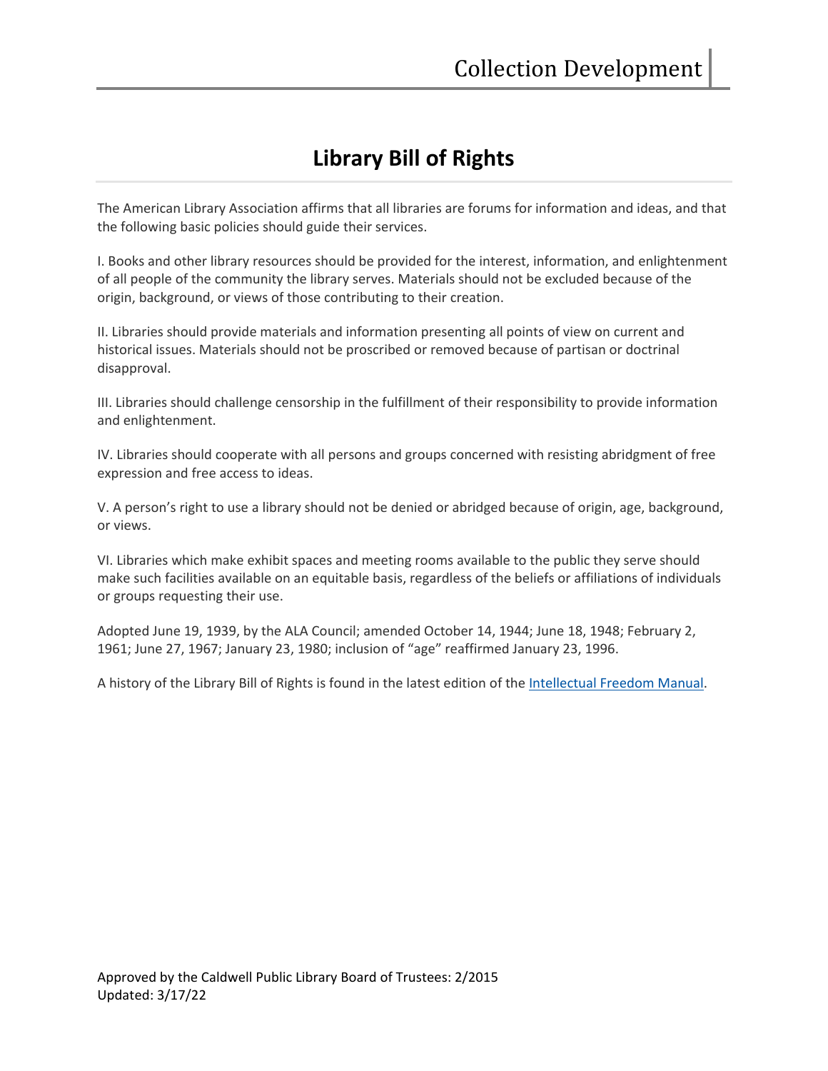# Library Bill of Rights

The American Library Association affirms that all libraries are forums for information and ideas, and that the following basic policies should guide their services.

I. Books and other library resources should be provided for the interest, information, and enlightenment of all people of the community the library serves. Materials should not be excluded because of the origin, background, or views of those contributing to their creation.

II. Libraries should provide materials and information presenting all points of view on current and historical issues. Materials should not be proscribed or removed because of partisan or doctrinal disapproval.

III. Libraries should challenge censorship in the fulfillment of their responsibility to provide information and enlightenment.

IV. Libraries should cooperate with all persons and groups concerned with resisting abridgment of free expression and free access to ideas.

V. A person's right to use a library should not be denied or abridged because of origin, age, background, or views.

VI. Libraries which make exhibit spaces and meeting rooms available to the public they serve should make such facilities available on an equitable basis, regardless of the beliefs or affiliations of individuals or groups requesting their use.

Adopted June 19, 1939, by the ALA Council; amended October 14, 1944; June 18, 1948; February 2, 1961; June 27, 1967; January 23, 1980; inclusion of "age" reaffirmed January 23, 1996.

A history of the Library Bill of Rights is found in the latest edition of the Intellectual Freedom Manual.

Approved by the Caldwell Public Library Board of Trustees: 2/2015
Updated: 3/17/22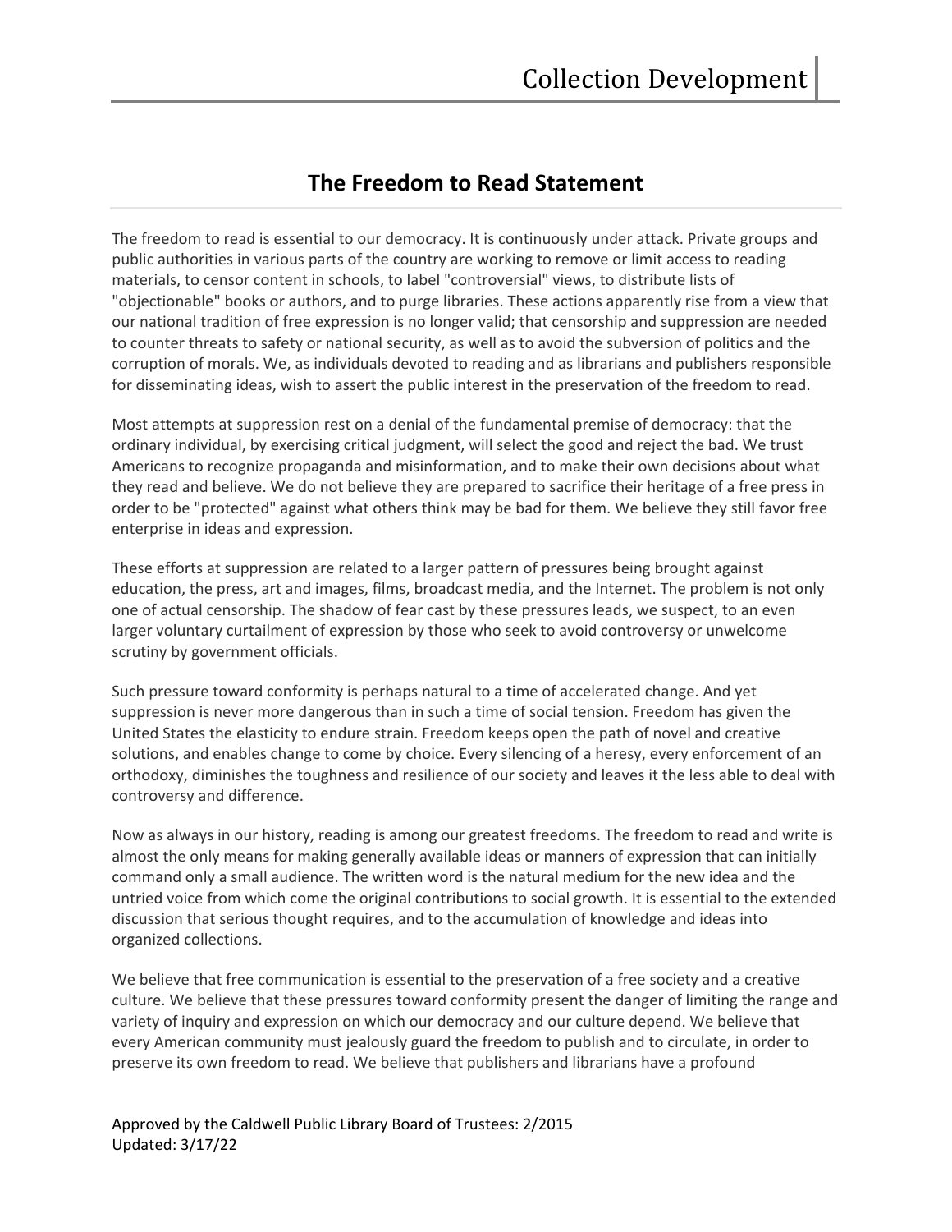## The Freedom to Read Statement

The freedom to read is essential to our democracy. It is continuously under attack. Private groups and public authorities in various parts of the country are working to remove or limit access to reading materials, to censor content in schools, to label "controversial" views, to distribute lists of "objectionable" books or authors, and to purge libraries. These actions apparently rise from a view that our national tradition of free expression is no longer valid; that censorship and suppression are needed to counter threats to safety or national security, as well as to avoid the subversion of politics and the corruption of morals. We, as individuals devoted to reading and as librarians and publishers responsible for disseminating ideas, wish to assert the public interest in the preservation of the freedom to read.

Most attempts at suppression rest on a denial of the fundamental premise of democracy: that the ordinary individual, by exercising critical judgment, will select the good and reject the bad. We trust Americans to recognize propaganda and misinformation, and to make their own decisions about what they read and believe. We do not believe they are prepared to sacrifice their heritage of a free press in order to be "protected" against what others think may be bad for them. We believe they still favor free enterprise in ideas and expression.

These efforts at suppression are related to a larger pattern of pressures being brought against education, the press, art and images, films, broadcast media, and the Internet. The problem is not only one of actual censorship. The shadow of fear cast by these pressures leads, we suspect, to an even larger voluntary curtailment of expression by those who seek to avoid controversy or unwelcome scrutiny by government officials.

Such pressure toward conformity is perhaps natural to a time of accelerated change. And yet suppression is never more dangerous than in such a time of social tension. Freedom has given the United States the elasticity to endure strain. Freedom keeps open the path of novel and creative solutions, and enables change to come by choice. Every silencing of a heresy, every enforcement of an orthodoxy, diminishes the toughness and resilience of our society and leaves it the less able to deal with controversy and difference.

Now as always in our history, reading is among our greatest freedoms. The freedom to read and write is almost the only means for making generally available ideas or manners of expression that can initially command only a small audience. The written word is the natural medium for the new idea and the untried voice from which come the original contributions to social growth. It is essential to the extended discussion that serious thought requires, and to the accumulation of knowledge and ideas into organized collections.

We believe that free communication is essential to the preservation of a free society and a creative culture. We believe that these pressures toward conformity present the danger of limiting the range and variety of inquiry and expression on which our democracy and our culture depend. We believe that every American community must jealously guard the freedom to publish and to circulate, in order to preserve its own freedom to read. We believe that publishers and librarians have a profound

Approved by the Caldwell Public Library Board of Trustees: 2/2015
Updated: 3/17/22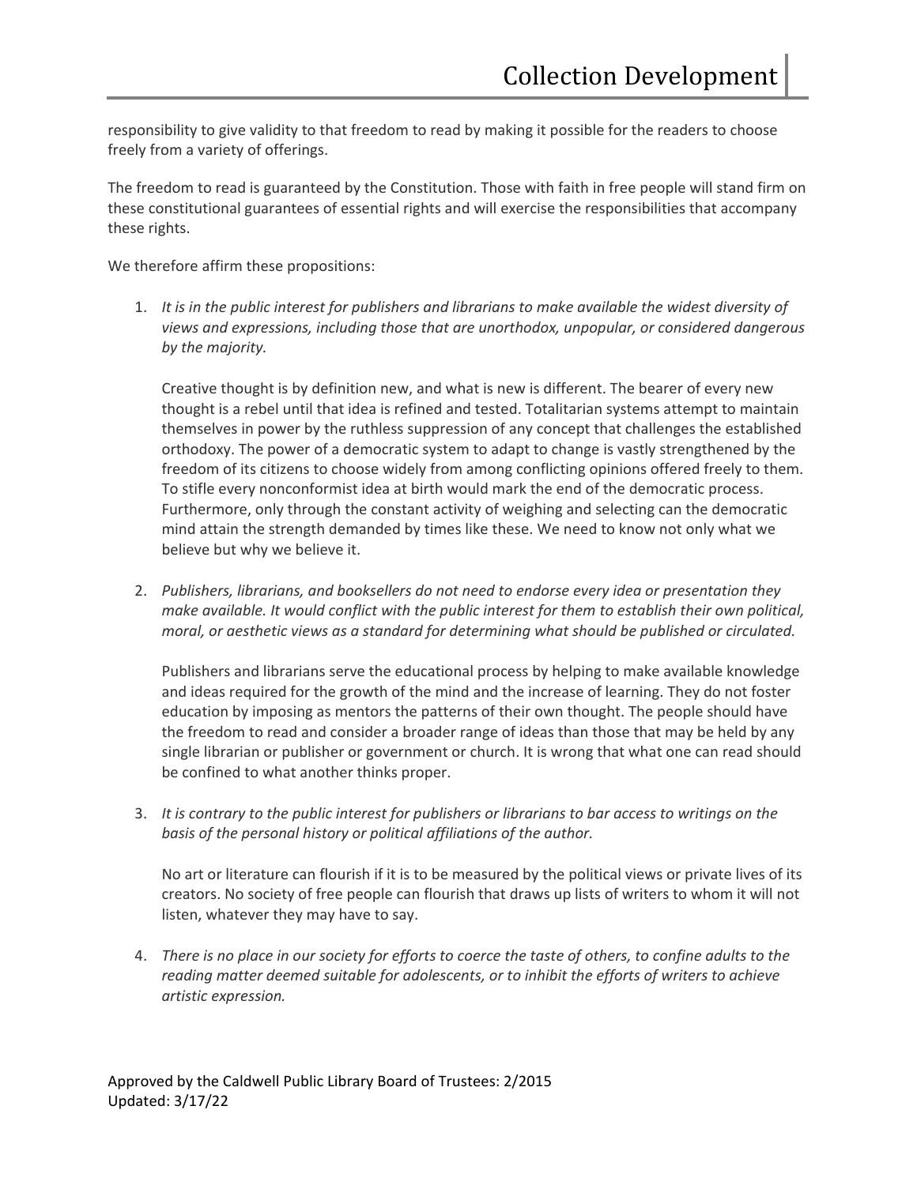responsibility to give validity to that freedom to read by making it possible for the readers to choose freely from a variety of offerings.

The freedom to read is guaranteed by the Constitution. Those with faith in free people will stand firm on these constitutional guarantees of essential rights and will exercise the responsibilities that accompany these rights.

We therefore affirm these propositions:

1. *It is in the public interest for publishers and librarians to make available the widest diversity of views and expressions, including those that are unorthodox, unpopular, or considered dangerous by the majority.*

   Creative thought is by definition new, and what is new is different. The bearer of every new thought is a rebel until that idea is refined and tested. Totalitarian systems attempt to maintain themselves in power by the ruthless suppression of any concept that challenges the established orthodoxy. The power of a democratic system to adapt to change is vastly strengthened by the freedom of its citizens to choose widely from among conflicting opinions offered freely to them. To stifle every nonconformist idea at birth would mark the end of the democratic process. Furthermore, only through the constant activity of weighing and selecting can the democratic mind attain the strength demanded by times like these. We need to know not only what we believe but why we believe it.

2. *Publishers, librarians, and booksellers do not need to endorse every idea or presentation they make available. It would conflict with the public interest for them to establish their own political, moral, or aesthetic views as a standard for determining what should be published or circulated.*

   Publishers and librarians serve the educational process by helping to make available knowledge and ideas required for the growth of the mind and the increase of learning. They do not foster education by imposing as mentors the patterns of their own thought. The people should have the freedom to read and consider a broader range of ideas than those that may be held by any single librarian or publisher or government or church. It is wrong that what one can read should be confined to what another thinks proper.

3. *It is contrary to the public interest for publishers or librarians to bar access to writings on the basis of the personal history or political affiliations of the author.*

   No art or literature can flourish if it is to be measured by the political views or private lives of its creators. No society of free people can flourish that draws up lists of writers to whom it will not listen, whatever they may have to say.

4. *There is no place in our society for efforts to coerce the taste of others, to confine adults to the reading matter deemed suitable for adolescents, or to inhibit the efforts of writers to achieve artistic expression.*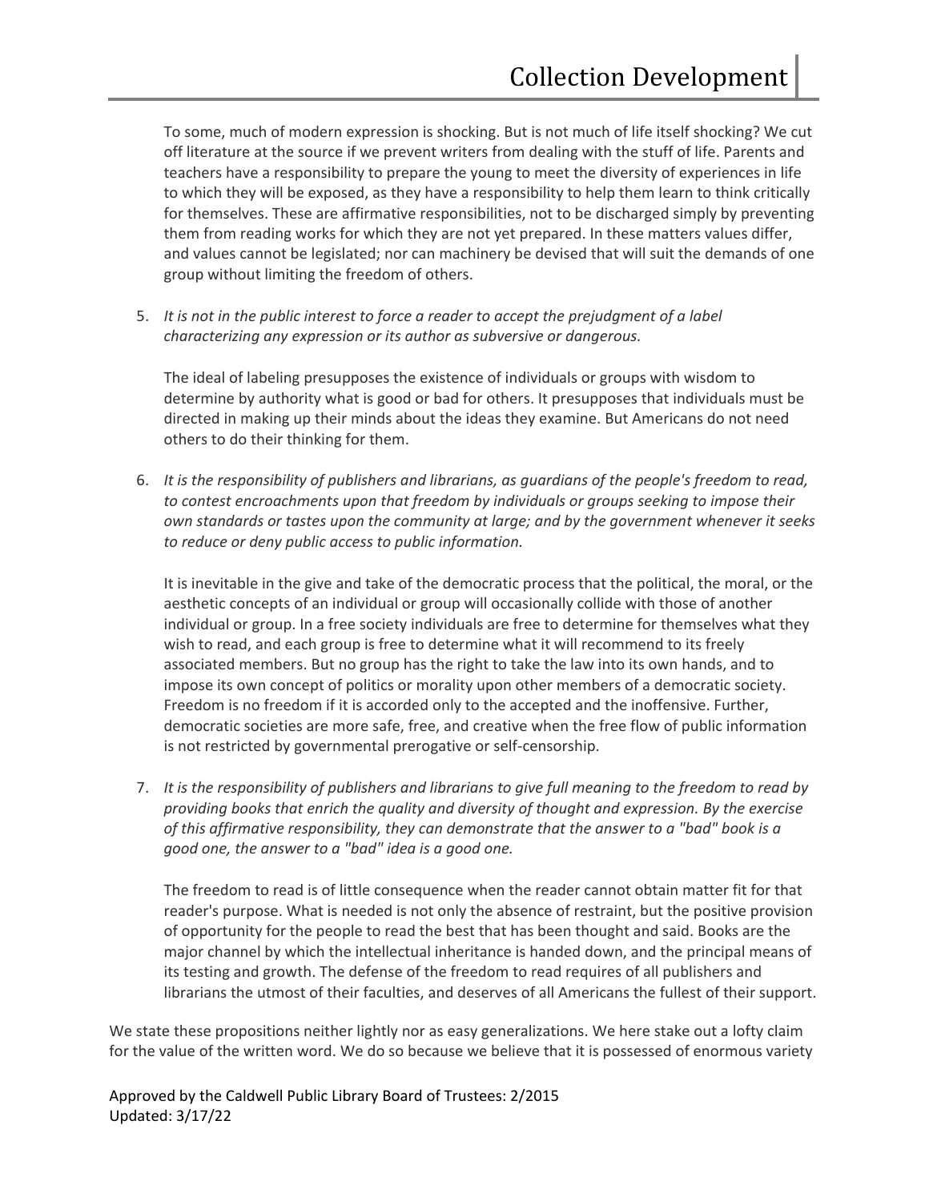To some, much of modern expression is shocking. But is not much of life itself shocking? We cut off literature at the source if we prevent writers from dealing with the stuff of life. Parents and teachers have a responsibility to prepare the young to meet the diversity of experiences in life to which they will be exposed, as they have a responsibility to help them learn to think critically for themselves. These are affirmative responsibilities, not to be discharged simply by preventing them from reading works for which they are not yet prepared. In these matters values differ, and values cannot be legislated; nor can machinery be devised that will suit the demands of one group without limiting the freedom of others.

5. *It is not in the public interest to force a reader to accept the prejudgment of a label characterizing any expression or its author as subversive or dangerous.*

   The ideal of labeling presupposes the existence of individuals or groups with wisdom to determine by authority what is good or bad for others. It presupposes that individuals must be directed in making up their minds about the ideas they examine. But Americans do not need others to do their thinking for them.

6. *It is the responsibility of publishers and librarians, as guardians of the people's freedom to read, to contest encroachments upon that freedom by individuals or groups seeking to impose their own standards or tastes upon the community at large; and by the government whenever it seeks to reduce or deny public access to public information.*

   It is inevitable in the give and take of the democratic process that the political, the moral, or the aesthetic concepts of an individual or group will occasionally collide with those of another individual or group. In a free society individuals are free to determine for themselves what they wish to read, and each group is free to determine what it will recommend to its freely associated members. But no group has the right to take the law into its own hands, and to impose its own concept of politics or morality upon other members of a democratic society. Freedom is no freedom if it is accorded only to the accepted and the inoffensive. Further, democratic societies are more safe, free, and creative when the free flow of public information is not restricted by governmental prerogative or self-censorship.

7. *It is the responsibility of publishers and librarians to give full meaning to the freedom to read by providing books that enrich the quality and diversity of thought and expression. By the exercise of this affirmative responsibility, they can demonstrate that the answer to a "bad" book is a good one, the answer to a "bad" idea is a good one.*

   The freedom to read is of little consequence when the reader cannot obtain matter fit for that reader's purpose. What is needed is not only the absence of restraint, but the positive provision of opportunity for the people to read the best that has been thought and said. Books are the major channel by which the intellectual inheritance is handed down, and the principal means of its testing and growth. The defense of the freedom to read requires of all publishers and librarians the utmost of their faculties, and deserves of all Americans the fullest of their support.

We state these propositions neither lightly nor as easy generalizations. We here stake out a lofty claim for the value of the written word. We do so because we believe that it is possessed of enormous variety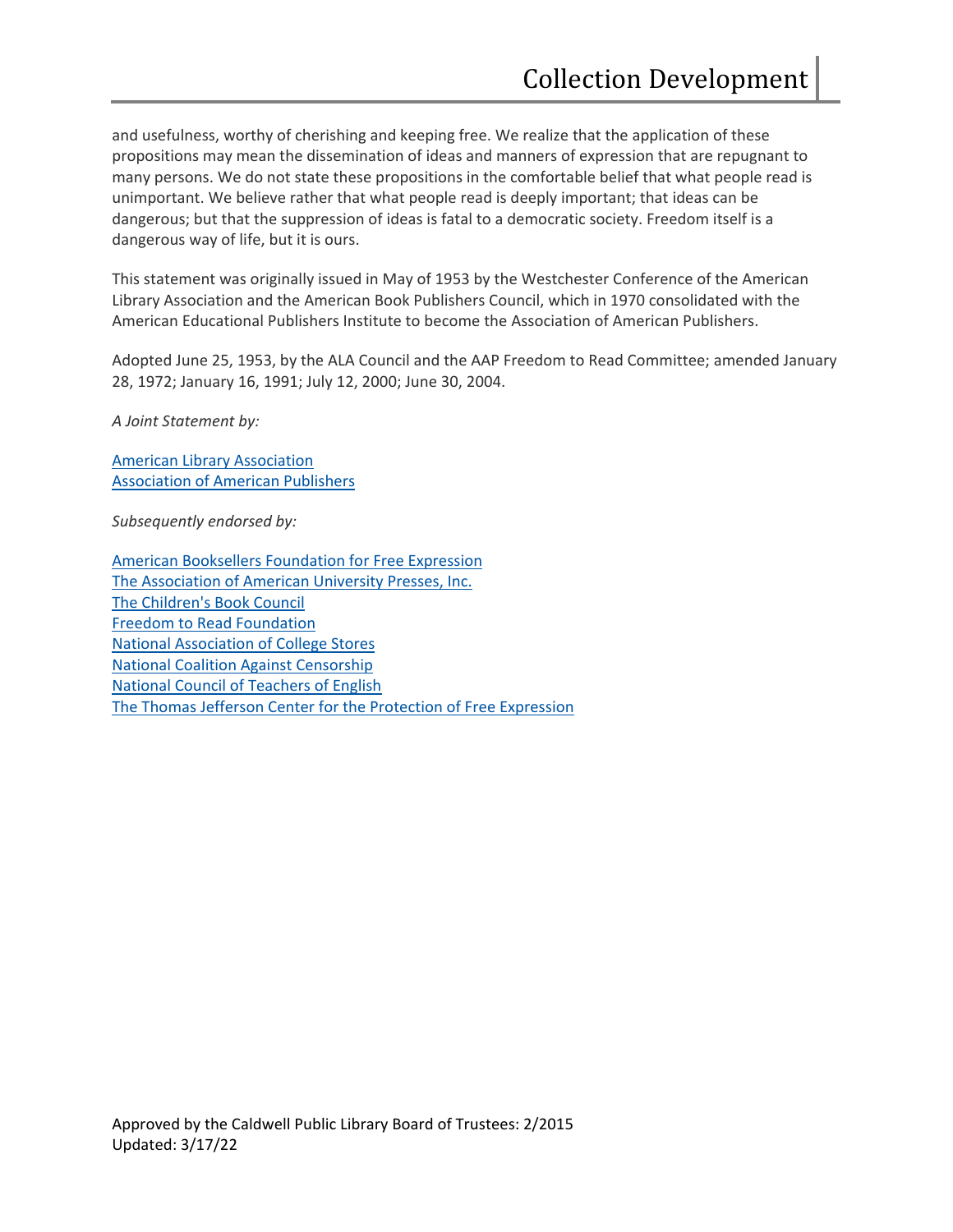and usefulness, worthy of cherishing and keeping free. We realize that the application of these propositions may mean the dissemination of ideas and manners of expression that are repugnant to many persons. We do not state these propositions in the comfortable belief that what people read is unimportant. We believe rather that what people read is deeply important; that ideas can be dangerous; but that the suppression of ideas is fatal to a democratic society. Freedom itself is a dangerous way of life, but it is ours.

This statement was originally issued in May of 1953 by the Westchester Conference of the American Library Association and the American Book Publishers Council, which in 1970 consolidated with the American Educational Publishers Institute to become the Association of American Publishers.

Adopted June 25, 1953, by the ALA Council and the AAP Freedom to Read Committee; amended January 28, 1972; January 16, 1991; July 12, 2000; June 30, 2004.

*A Joint Statement by:*

American Library Association
Association of American Publishers

*Subsequently endorsed by:*

American Booksellers Foundation for Free Expression
The Association of American University Presses, Inc.
The Children's Book Council
Freedom to Read Foundation
National Association of College Stores
National Coalition Against Censorship
National Council of Teachers of English
The Thomas Jefferson Center for the Protection of Free Expression

Approved by the Caldwell Public Library Board of Trustees: 2/2015
Updated: 3/17/22